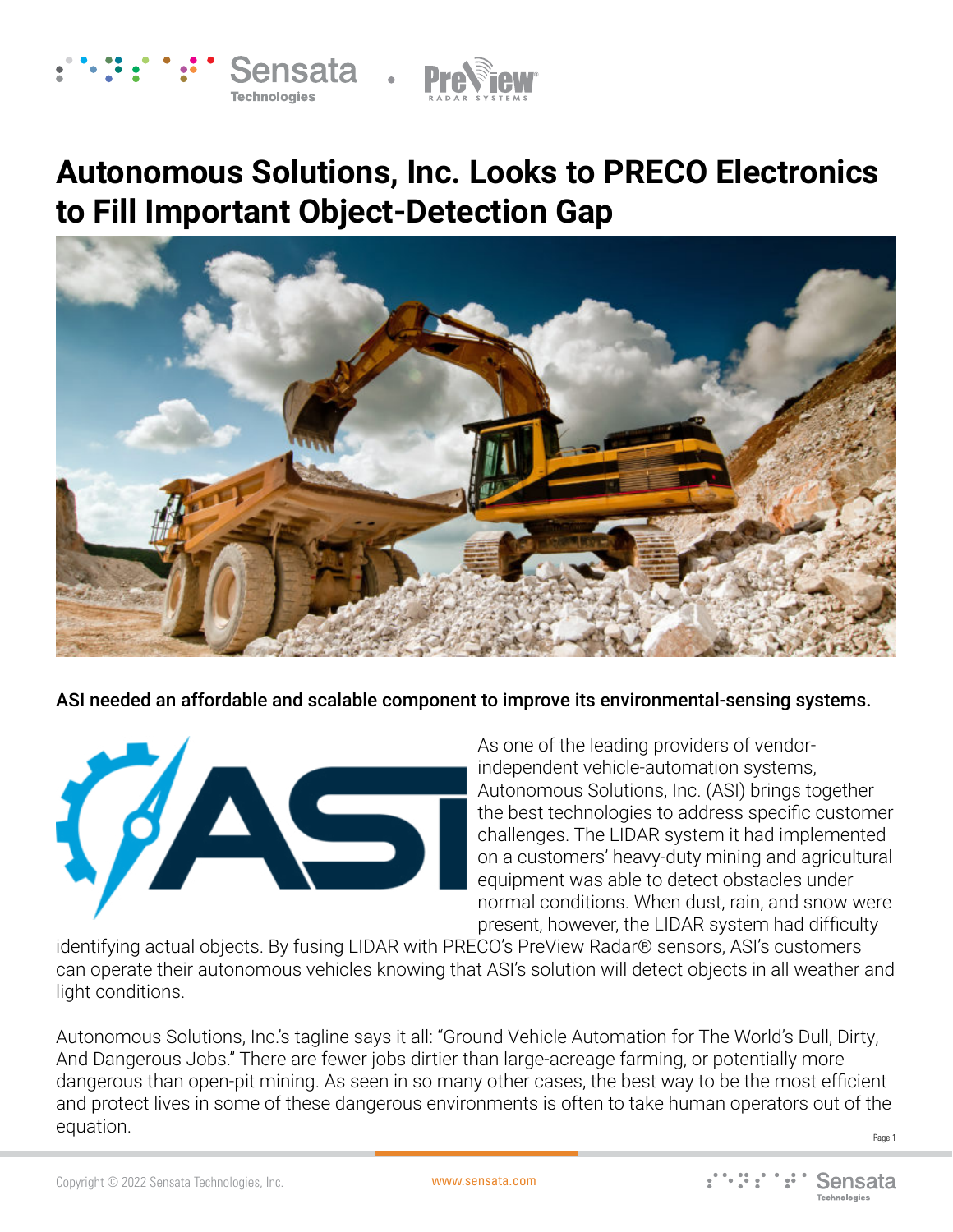# Autonomous Solutions, Inc. Looks to PRECO Electronics to Fill Important Object-Detection Gap

**ASI needed an affordable and scalable component to improve its environmental-sensing systems.**

As one of the leading providers of vendor-independent vehicle-automation systems, Autonomous Solutions, Inc. (ASI) brings together the best technologies to address specific customer challenges. The LIDAR system it had implemented on a customers' heavy-duty mining and agricultural equipment was able to detect obstacles under normal conditions. When dust, rain, and snow were present, however, the LIDAR system had difficulty identifying actual objects. By fusing LIDAR with PRECO's PreView Radar® sensors, ASI's customers can operate their autonomous vehicles knowing that ASI's solution will detect objects in all weather and light conditions.

Autonomous Solutions, Inc.'s tagline says it all: "Ground Vehicle Automation for The World's Dull, Dirty, And Dangerous Jobs." There are fewer jobs dirtier than large-acreage farming, or potentially more dangerous than open-pit mining. As seen in so many other cases, the best way to be the most efficient and protect lives in some of these dangerous environments is often to take human operators out of the equation.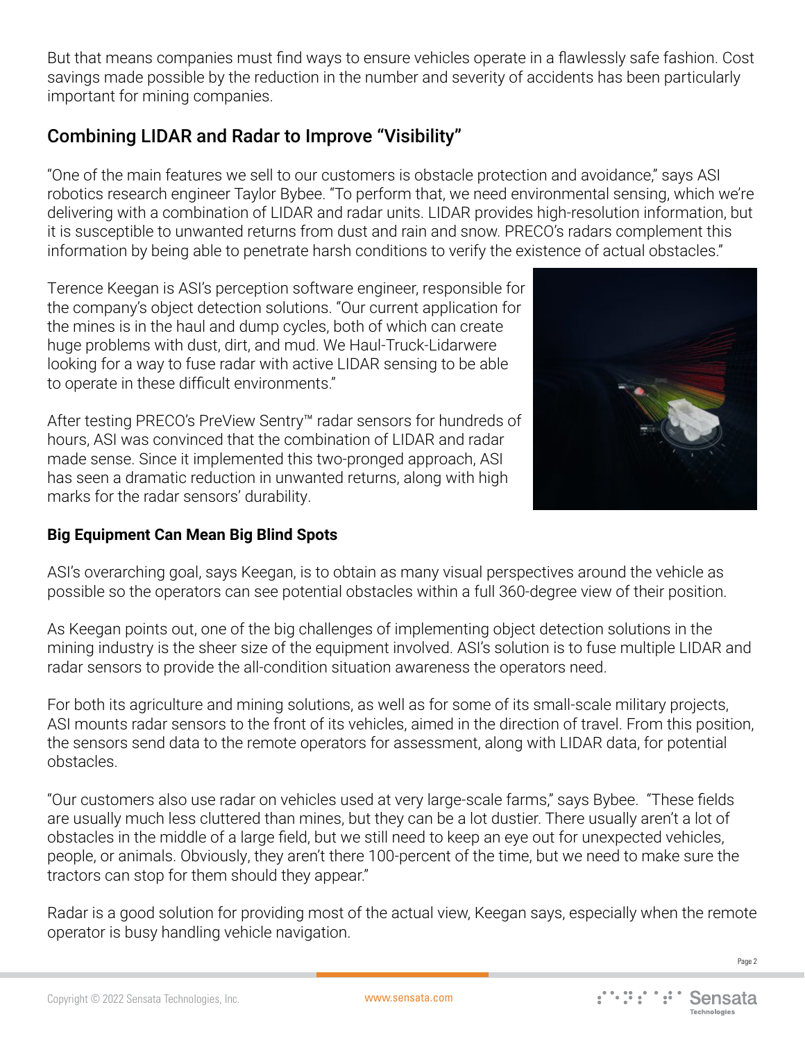But that means companies must find ways to ensure vehicles operate in a flawlessly safe fashion. Cost savings made possible by the reduction in the number and severity of accidents has been particularly important for mining companies.

## Combining LIDAR and Radar to Improve "Visibility"

"One of the main features we sell to our customers is obstacle protection and avoidance," says ASI robotics research engineer Taylor Bybee. "To perform that, we need environmental sensing, which we're delivering with a combination of LIDAR and radar units. LIDAR provides high-resolution information, but it is susceptible to unwanted returns from dust and rain and snow. PRECO's radars complement this information by being able to penetrate harsh conditions to verify the existence of actual obstacles."

Terence Keegan is ASI's perception software engineer, responsible for the company's object detection solutions. "Our current application for the mines is in the haul and dump cycles, both of which can create huge problems with dust, dirt, and mud. We Haul-Truck-Lidarwere looking for a way to fuse radar with active LIDAR sensing to be able to operate in these difficult environments."

After testing PRECO's PreView Sentry™ radar sensors for hundreds of hours, ASI was convinced that the combination of LIDAR and radar made sense. Since it implemented this two-pronged approach, ASI has seen a dramatic reduction in unwanted returns, along with high marks for the radar sensors' durability.

### Big Equipment Can Mean Big Blind Spots

ASI's overarching goal, says Keegan, is to obtain as many visual perspectives around the vehicle as possible so the operators can see potential obstacles within a full 360-degree view of their position.

As Keegan points out, one of the big challenges of implementing object detection solutions in the mining industry is the sheer size of the equipment involved. ASI's solution is to fuse multiple LIDAR and radar sensors to provide the all-condition situation awareness the operators need.

For both its agriculture and mining solutions, as well as for some of its small-scale military projects, ASI mounts radar sensors to the front of its vehicles, aimed in the direction of travel. From this position, the sensors send data to the remote operators for assessment, along with LIDAR data, for potential obstacles.

"Our customers also use radar on vehicles used at very large-scale farms," says Bybee. "These fields are usually much less cluttered than mines, but they can be a lot dustier. There usually aren't a lot of obstacles in the middle of a large field, but we still need to keep an eye out for unexpected vehicles, people, or animals. Obviously, they aren't there 100-percent of the time, but we need to make sure the tractors can stop for them should they appear."

Radar is a good solution for providing most of the actual view, Keegan says, especially when the remote operator is busy handling vehicle navigation.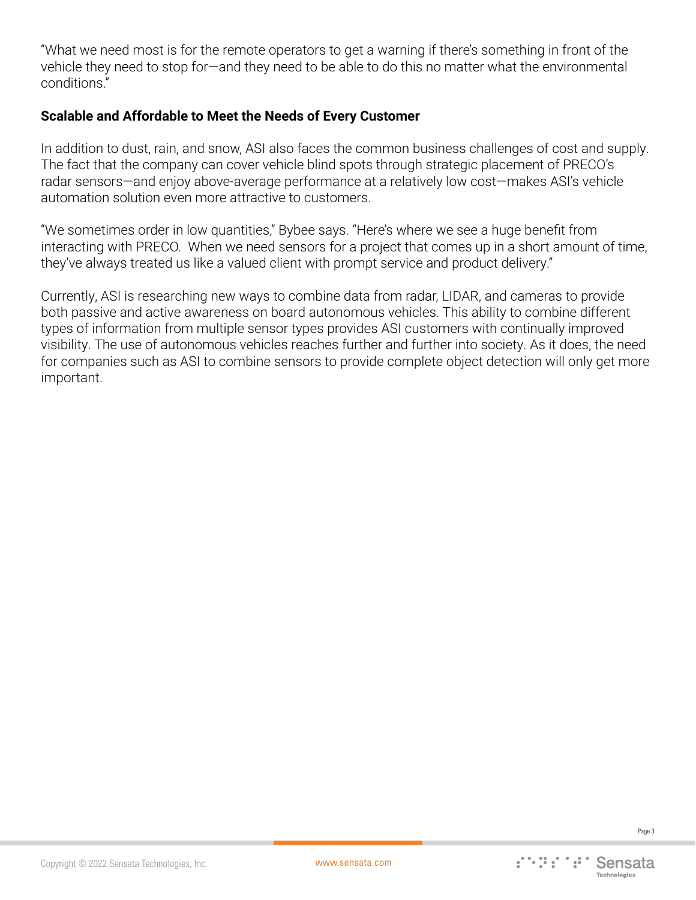"What we need most is for the remote operators to get a warning if there's something in front of the vehicle they need to stop for—and they need to be able to do this no matter what the environmental conditions."

**Scalable and Affordable to Meet the Needs of Every Customer**

In addition to dust, rain, and snow, ASI also faces the common business challenges of cost and supply. The fact that the company can cover vehicle blind spots through strategic placement of PRECO's radar sensors—and enjoy above-average performance at a relatively low cost—makes ASI's vehicle automation solution even more attractive to customers.

"We sometimes order in low quantities," Bybee says. "Here's where we see a huge benefit from interacting with PRECO. When we need sensors for a project that comes up in a short amount of time, they've always treated us like a valued client with prompt service and product delivery."

Currently, ASI is researching new ways to combine data from radar, LIDAR, and cameras to provide both passive and active awareness on board autonomous vehicles. This ability to combine different types of information from multiple sensor types provides ASI customers with continually improved visibility. The use of autonomous vehicles reaches further and further into society. As it does, the need for companies such as ASI to combine sensors to provide complete object detection will only get more important.